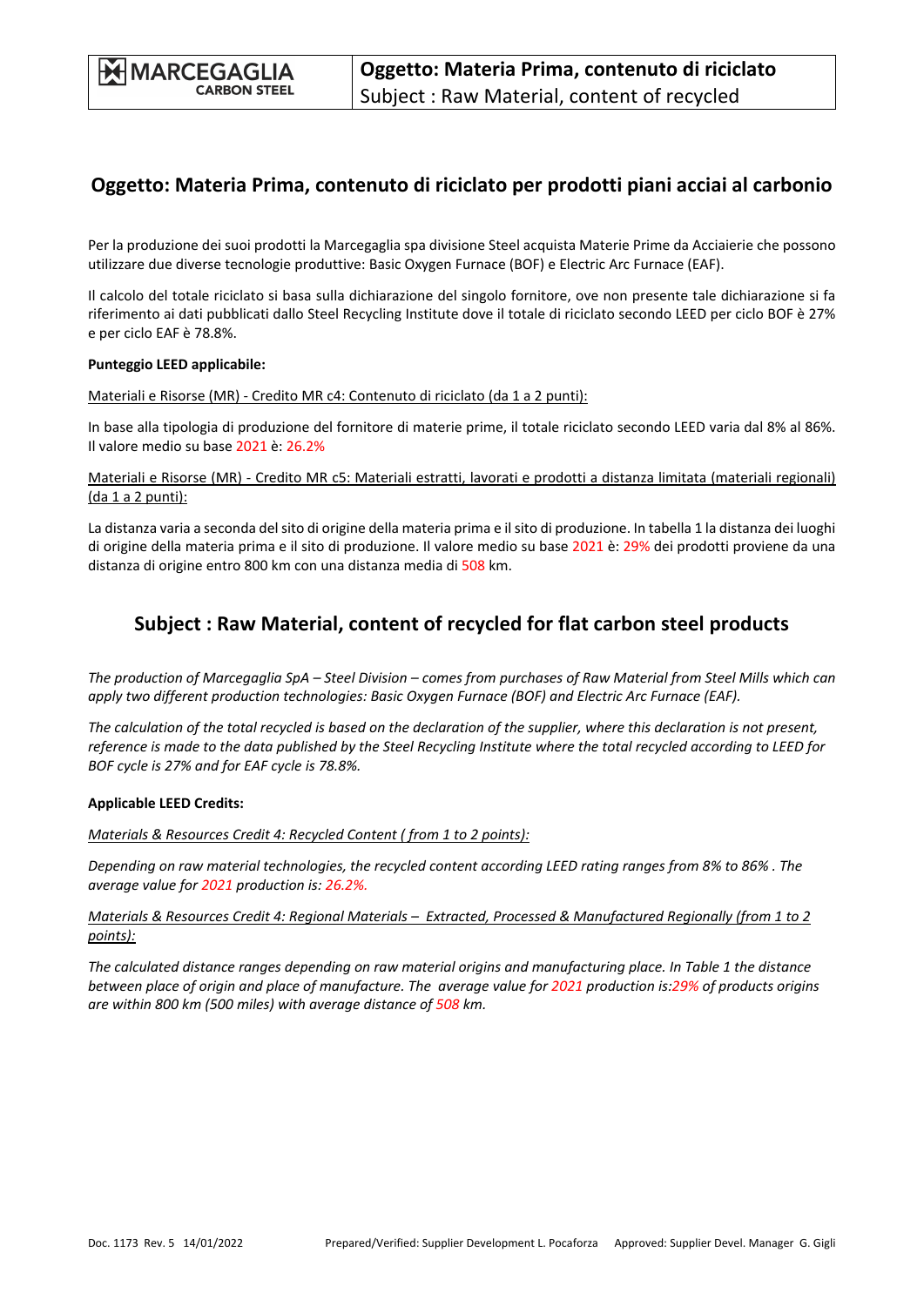# Oggetto: Materia Prima, contenuto di riciclato per prodotti piani acciai al carbonio

Per la produzione dei suoi prodotti la Marcegaglia spa divisione Steel acquista Materie Prime da Acciaierie che possono utilizzare due diverse tecnologie produttive: Basic Oxygen Furnace (BOF) e Electric Arc Furnace (EAF).

Il calcolo del totale riciclato si basa sulla dichiarazione del singolo fornitore, ove non presente tale dichiarazione si fa riferimento ai dati pubblicati dallo Steel Recycling Institute dove il totale di riciclato secondo LEED per ciclo BOF è 27% e per ciclo EAF è 78.8%.

**Punteggio LEED applicabile:**

Materiali e Risorse (MR) - Credito MR c4: Contenuto di riciclato (da 1 a 2 punti):

In base alla tipologia di produzione del fornitore di materie prime, il totale riciclato secondo LEED varia dal 8% al 86%. Il valore medio su base 2021 è: 26.2%

Materiali e Risorse (MR) - Credito MR c5: Materiali estratti, lavorati e prodotti a distanza limitata (materiali regionali) (da 1 a 2 punti):

La distanza varia a seconda del sito di origine della materia prima e il sito di produzione. In tabella 1 la distanza dei luoghi di origine della materia prima e il sito di produzione. Il valore medio su base 2021 è: 29% dei prodotti proviene da una distanza di origine entro 800 km con una distanza media di 508 km.

# Subject : Raw Material, content of recycled for flat carbon steel products

*The production of Marcegaglia SpA – Steel Division – comes from purchases of Raw Material from Steel Mills which can apply two different production technologies: Basic Oxygen Furnace (BOF) and Electric Arc Furnace (EAF).*

*The calculation of the total recycled is based on the declaration of the supplier, where this declaration is not present, reference is made to the data published by the Steel Recycling Institute where the total recycled according to LEED for BOF cycle is 27% and for EAF cycle is 78.8%.*

**Applicable LEED Credits:**

*Materials & Resources Credit 4: Recycled Content ( from 1 to 2 points):*

*Depending on raw material technologies, the recycled content according LEED rating ranges from 8% to 86% . The average value for 2021 production is: 26.2%.*

*Materials & Resources Credit 4: Regional Materials – Extracted, Processed & Manufactured Regionally (from 1 to 2 points):*

*The calculated distance ranges depending on raw material origins and manufacturing place. In Table 1 the distance between place of origin and place of manufacture. The average value for 2021 production is:29% of products origins are within 800 km (500 miles) with average distance of 508 km.*

Doc. 1173 Rev. 5 14/01/2022 Prepared/Verified: Supplier Development L. Pocaforza Approved: Supplier Devel. Manager G. Gigli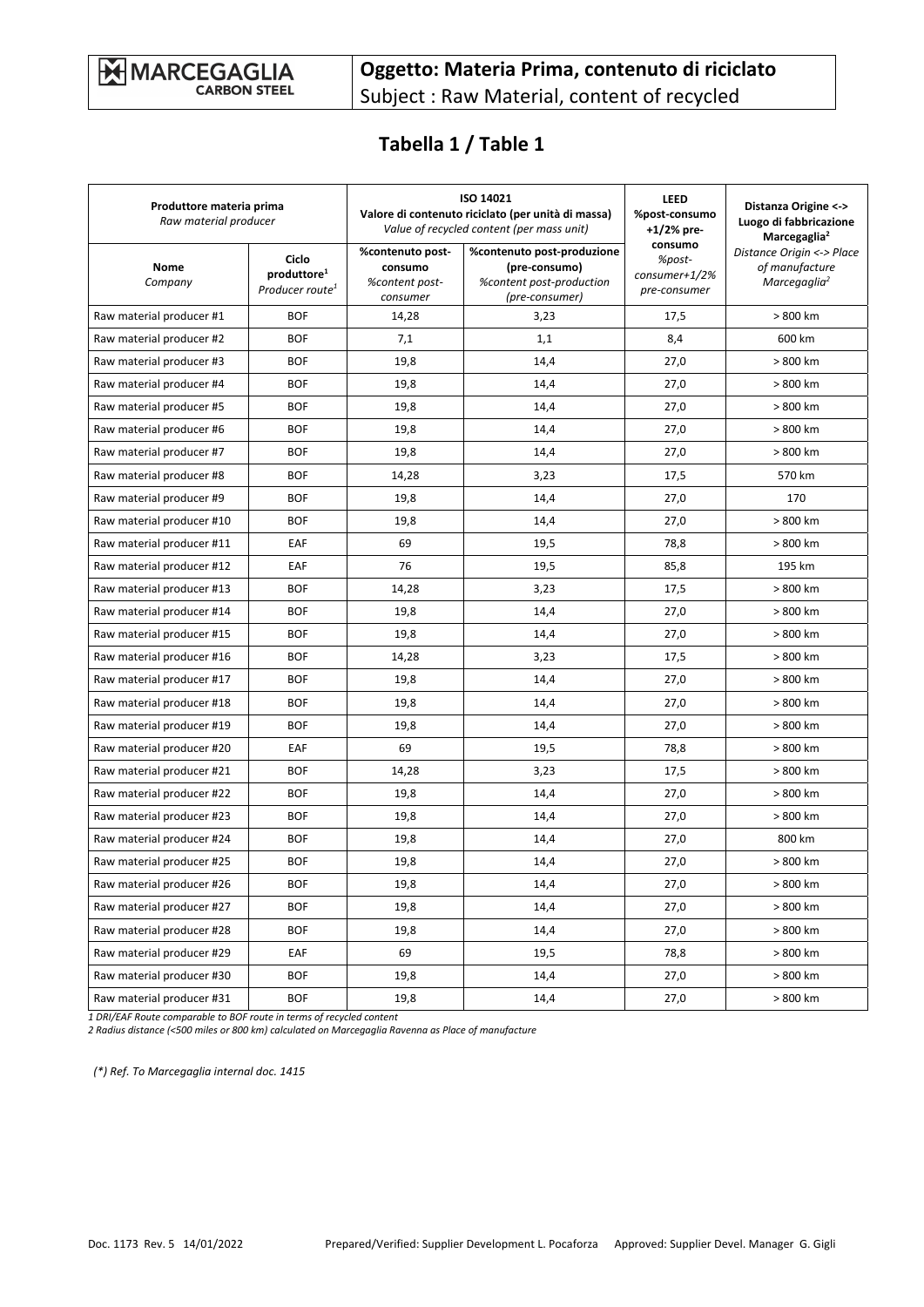**Oggetto: Materia Prima, contenuto di riciclato**
Subject : Raw Material, content of recycled

## Tabella 1 / Table 1

| **Produttore materia prima** *Raw material producer* | | **ISO 14021** **Valore di contenuto riciclato (per unità di massa)** *Value of recycled content (per mass unit)* | | **LEED %post-consumo +1/2% pre-consumo** *%post-consumer+1/2% pre-consumer* | **Distanza Origine <-> Luogo di fabbricazione Marcegaglia[2]** *Distance Origin <-> Place of manufacture Marcegaglia[2]* |
|---|---|---|---|---|---|
| **Nome** *Company* | **Ciclo produttore[1]** *Producer route[1]* | **%contenuto post-consumo** *%content post-consumer* | **%contenuto post-produzione (pre-consumo)** *%content post-production (pre-consumer)* | | |
| Raw material producer #1 | BOF | 14,28 | 3,23 | 17,5 | > 800 km |
| Raw material producer #2 | BOF | 7,1 | 1,1 | 8,4 | 600 km |
| Raw material producer #3 | BOF | 19,8 | 14,4 | 27,0 | > 800 km |
| Raw material producer #4 | BOF | 19,8 | 14,4 | 27,0 | > 800 km |
| Raw material producer #5 | BOF | 19,8 | 14,4 | 27,0 | > 800 km |
| Raw material producer #6 | BOF | 19,8 | 14,4 | 27,0 | > 800 km |
| Raw material producer #7 | BOF | 19,8 | 14,4 | 27,0 | > 800 km |
| Raw material producer #8 | BOF | 14,28 | 3,23 | 17,5 | 570 km |
| Raw material producer #9 | BOF | 19,8 | 14,4 | 27,0 | 170 |
| Raw material producer #10 | BOF | 19,8 | 14,4 | 27,0 | > 800 km |
| Raw material producer #11 | EAF | 69 | 19,5 | 78,8 | > 800 km |
| Raw material producer #12 | EAF | 76 | 19,5 | 85,8 | 195 km |
| Raw material producer #13 | BOF | 14,28 | 3,23 | 17,5 | > 800 km |
| Raw material producer #14 | BOF | 19,8 | 14,4 | 27,0 | > 800 km |
| Raw material producer #15 | BOF | 19,8 | 14,4 | 27,0 | > 800 km |
| Raw material producer #16 | BOF | 14,28 | 3,23 | 17,5 | > 800 km |
| Raw material producer #17 | BOF | 19,8 | 14,4 | 27,0 | > 800 km |
| Raw material producer #18 | BOF | 19,8 | 14,4 | 27,0 | > 800 km |
| Raw material producer #19 | BOF | 19,8 | 14,4 | 27,0 | > 800 km |
| Raw material producer #20 | EAF | 69 | 19,5 | 78,8 | > 800 km |
| Raw material producer #21 | BOF | 14,28 | 3,23 | 17,5 | > 800 km |
| Raw material producer #22 | BOF | 19,8 | 14,4 | 27,0 | > 800 km |
| Raw material producer #23 | BOF | 19,8 | 14,4 | 27,0 | > 800 km |
| Raw material producer #24 | BOF | 19,8 | 14,4 | 27,0 | 800 km |
| Raw material producer #25 | BOF | 19,8 | 14,4 | 27,0 | > 800 km |
| Raw material producer #26 | BOF | 19,8 | 14,4 | 27,0 | > 800 km |
| Raw material producer #27 | BOF | 19,8 | 14,4 | 27,0 | > 800 km |
| Raw material producer #28 | BOF | 19,8 | 14,4 | 27,0 | > 800 km |
| Raw material producer #29 | EAF | 69 | 19,5 | 78,8 | > 800 km |
| Raw material producer #30 | BOF | 19,8 | 14,4 | 27,0 | > 800 km |
| Raw material producer #31 | BOF | 19,8 | 14,4 | 27,0 | > 800 km |

*1 DRI/EAF Route comparable to BOF route in terms of recycled content*
*2 Radius distance (<500 miles or 800 km) calculated on Marcegaglia Ravenna as Place of manufacture*

*(\*) Ref. To Marcegaglia internal doc. 1415*

Doc. 1173 Rev. 5 14/01/2022 Prepared/Verified: Supplier Development L. Pocaforza Approved: Supplier Devel. Manager G. Gigli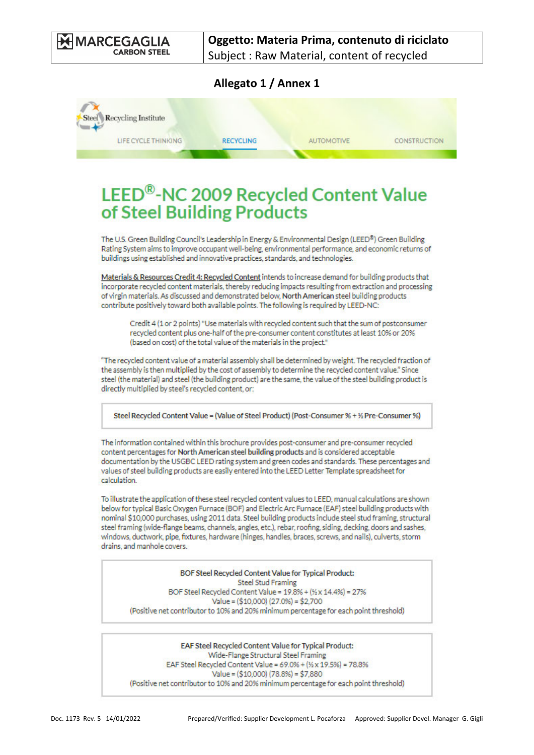**Oggetto: Materia Prima, contenuto di riciclato**
Subject : Raw Material, content of recycled

## Allegato 1 / Annex 1

Steel Recycling Institute

LIFE CYCLE THINKING | RECYCLING | AUTOMOTIVE | CONSTRUCTION

# LEED®-NC 2009 Recycled Content Value of Steel Building Products

The U.S. Green Building Council's Leadership in Energy & Environmental Design (LEED®) Green Building Rating System aims to improve occupant well-being, environmental performance, and economic returns of buildings using established and innovative practices, standards, and technologies.

Materials & Resources Credit 4: Recycled Content intends to increase demand for building products that incorporate recycled content materials, thereby reducing impacts resulting from extraction and processing of virgin materials. As discussed and demonstrated below, **North American** steel building products contribute positively toward both available points. The following is required by LEED-NC:

> Credit 4 (1 or 2 points) "Use materials with recycled content such that the sum of postconsumer recycled content plus one-half of the pre-consumer content constitutes at least 10% or 20% (based on cost) of the total value of the materials in the project."

"The recycled content value of a material assembly shall be determined by weight. The recycled fraction of the assembly is then multiplied by the cost of assembly to determine the recycled content value." Since steel (the material) and steel (the building product) are the same, the value of the steel building product is directly multiplied by steel's recycled content, or:

**Steel Recycled Content Value = (Value of Steel Product) (Post-Consumer % + ½ Pre-Consumer %)**

The information contained within this brochure provides post-consumer and pre-consumer recycled content percentages for **North American steel building products** and is considered acceptable documentation by the USGBC LEED rating system and green codes and standards. These percentages and values of steel building products are easily entered into the LEED Letter Template spreadsheet for calculation.

To illustrate the application of these steel recycled content values to LEED, manual calculations are shown below for typical Basic Oxygen Furnace (BOF) and Electric Arc Furnace (EAF) steel building products with nominal $10,000 purchases, using 2011 data. Steel building products include steel stud framing, structural steel framing (wide-flange beams, channels, angles, etc.), rebar, roofing, siding, decking, doors and sashes, windows, ductwork, pipe, fixtures, hardware (hinges, handles, braces, screws, and nails), culverts, storm drains, and manhole covers.

**BOF Steel Recycled Content Value for Typical Product:**
Steel Stud Framing
BOF Steel Recycled Content Value = 19.8% + (½ x 14.4%) = 27%
Value = ($10,000) (27.0%) = $2,700
(Positive net contributor to 10% and 20% minimum percentage for each point threshold)

**EAF Steel Recycled Content Value for Typical Product:**
Wide-Flange Structural Steel Framing
EAF Steel Recycled Content Value = 69.0% + (½ x 19.5%) = 78.8%
Value = ($10,000) (78.8%) = $7,880
(Positive net contributor to 10% and 20% minimum percentage for each point threshold)